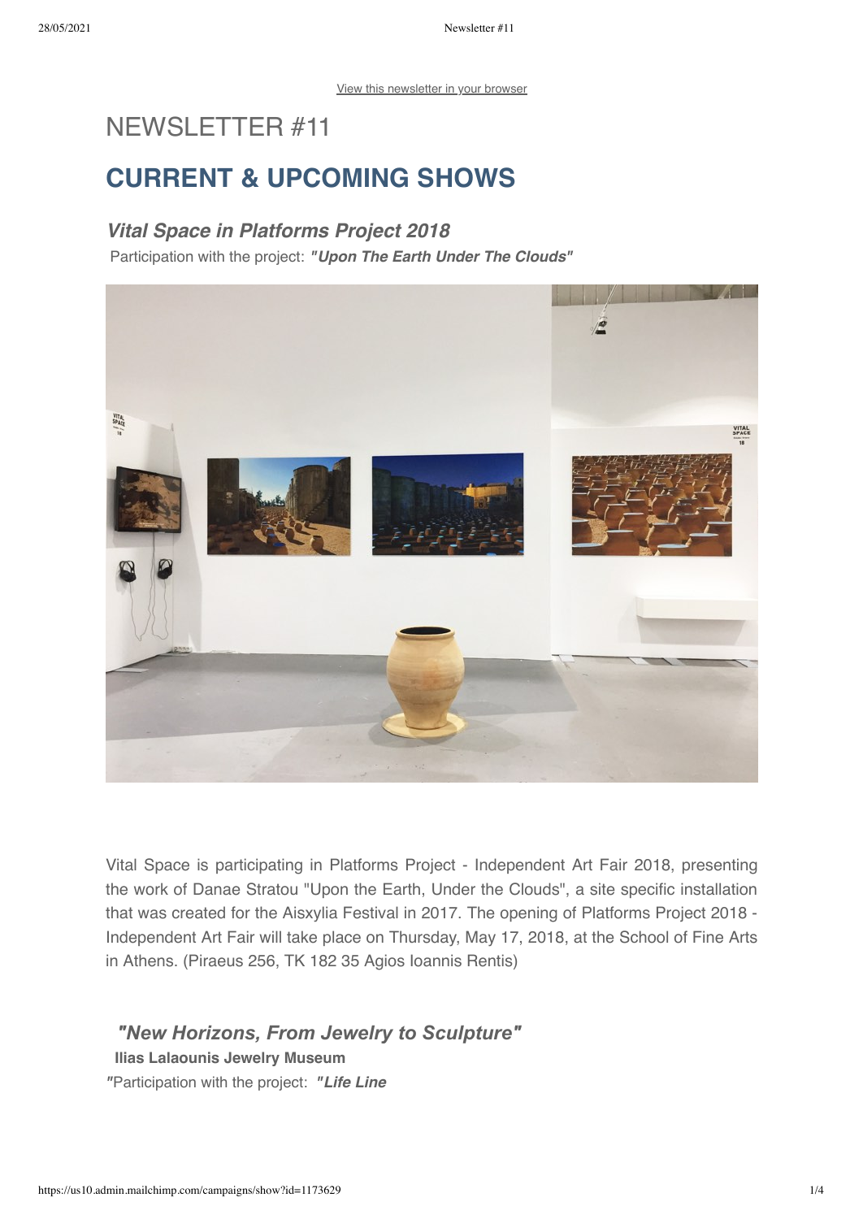View this newsletter in your browser

# NEWSLETTER #11

## CURRENT & UPCOMING SHOWS

### *Vital Space in Platforms Project 2018*

Participation with the project: ***"Upon The Earth Under The Clouds"***

Vital Space is participating in Platforms Project - Independent Art Fair 2018, presenting the work of Danae Stratou "Upon the Earth, Under the Clouds", a site specific installation that was created for the Aisxylia Festival in 2017. The opening of Platforms Project 2018 - Independent Art Fair will take place on Thursday, May 17, 2018, at the School of Fine Arts in Athens. (Piraeus 256, TK 182 35 Agios Ioannis Rentis)

### *"New Horizons, From Jewelry to Sculpture"*

**Ilias Lalaounis Jewelry Museum**

*"*Participation with the project: ***"Life Line***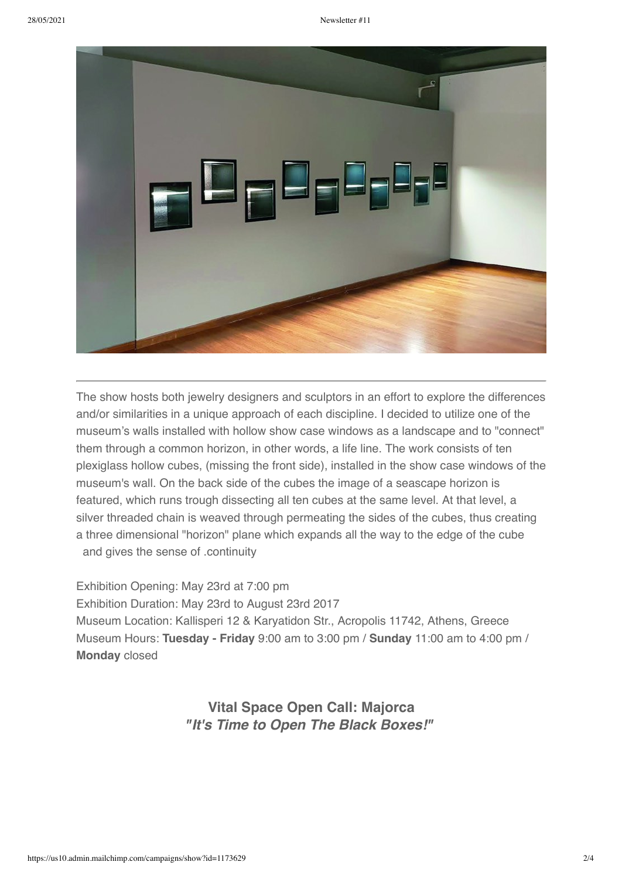---

The show hosts both jewelry designers and sculptors in an effort to explore the differences and/or similarities in a unique approach of each discipline. I decided to utilize one of the museum's walls installed with hollow show case windows as a landscape and to "connect" them through a common horizon, in other words, a life line. The work consists of ten plexiglass hollow cubes, (missing the front side), installed in the show case windows of the museum's wall. On the back side of the cubes the image of a seascape horizon is featured, which runs trough dissecting all ten cubes at the same level. At that level, a silver threaded chain is weaved through permeating the sides of the cubes, thus creating a three dimensional "horizon" plane which expands all the way to the edge of the cube and gives the sense of .continuity

Exhibition Opening: May 23rd at 7:00 pm
Exhibition Duration: May 23rd to August 23rd 2017
Museum Location: Kallisperi 12 & Karyatidon Str., Acropolis 11742, Athens, Greece
Museum Hours: **Tuesday - Friday** 9:00 am to 3:00 pm / **Sunday** 11:00 am to 4:00 pm / **Monday** closed

## Vital Space Open Call: Majorca
## *"It's Time to Open The Black Boxes!"*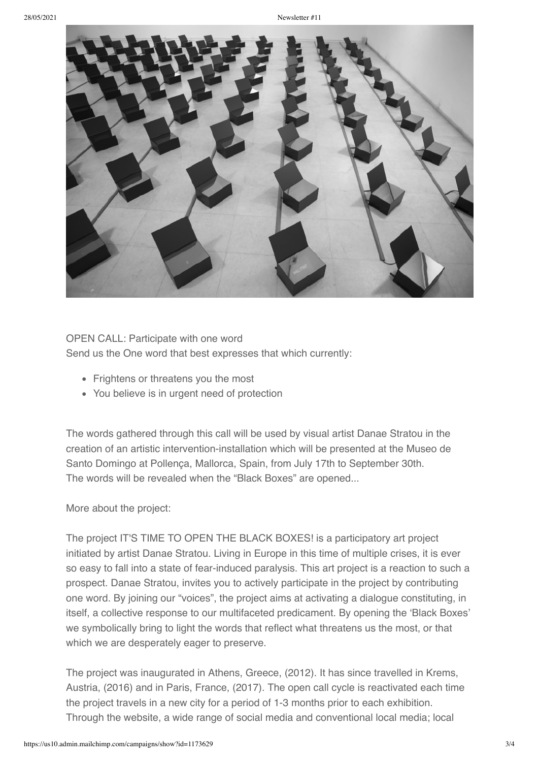OPEN CALL: Participate with one word
Send us the One word that best expresses that which currently:

- Frightens or threatens you the most
- You believe is in urgent need of protection

The words gathered through this call will be used by visual artist Danae Stratou in the creation of an artistic intervention-installation which will be presented at the Museo de Santo Domingo at Pollença, Mallorca, Spain, from July 17th to September 30th.
The words will be revealed when the "Black Boxes" are opened...

More about the project:

The project IT'S TIME TO OPEN THE BLACK BOXES! is a participatory art project initiated by artist Danae Stratou. Living in Europe in this time of multiple crises, it is ever so easy to fall into a state of fear-induced paralysis. This art project is a reaction to such a prospect. Danae Stratou, invites you to actively participate in the project by contributing one word. By joining our "voices", the project aims at activating a dialogue constituting, in itself, a collective response to our multifaceted predicament. By opening the 'Black Boxes' we symbolically bring to light the words that reflect what threatens us the most, or that which we are desperately eager to preserve.

The project was inaugurated in Athens, Greece, (2012). It has since travelled in Krems, Austria, (2016) and in Paris, France, (2017). The open call cycle is reactivated each time the project travels in a new city for a period of 1-3 months prior to each exhibition. Through the website, a wide range of social media and conventional local media; local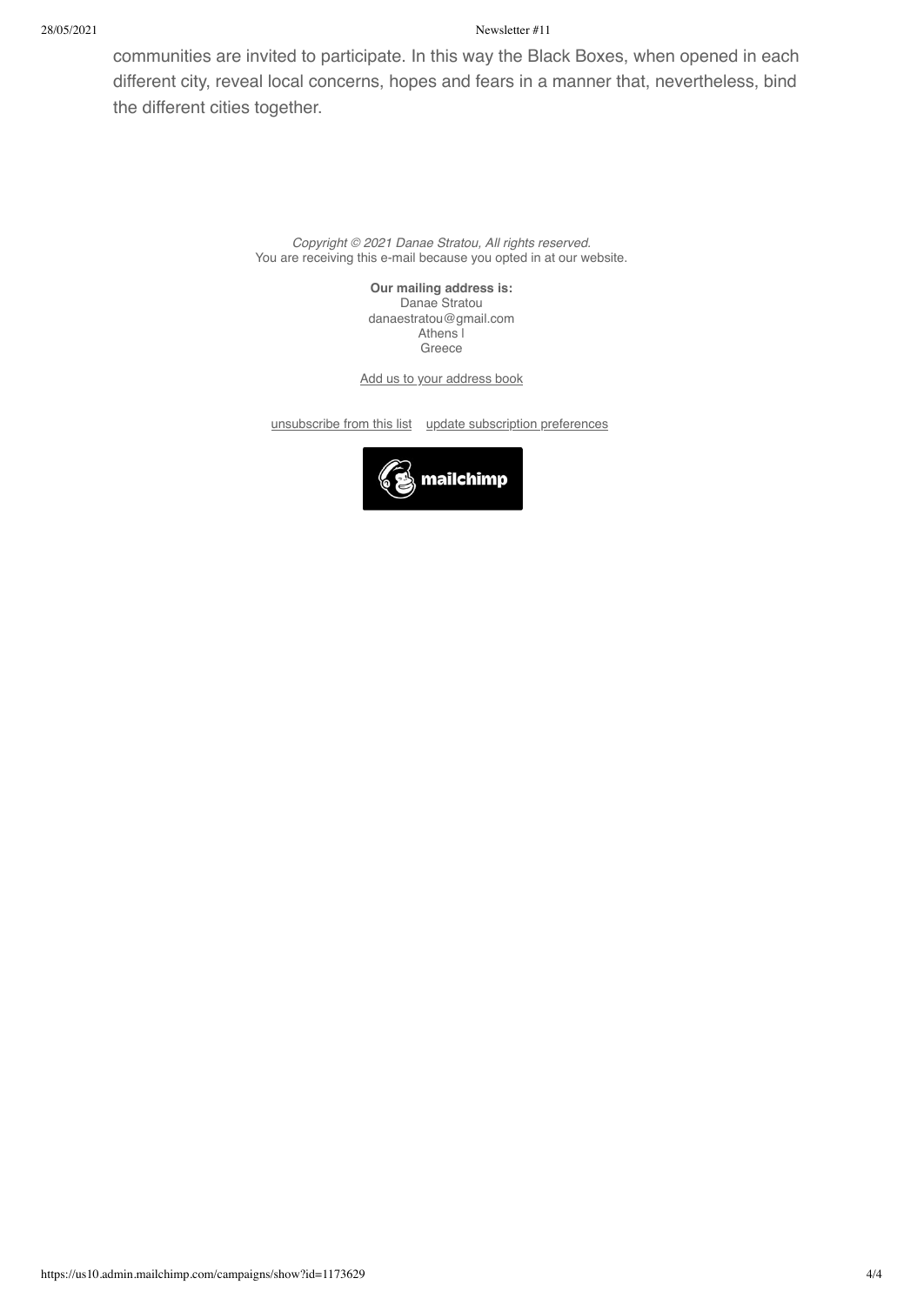communities are invited to participate. In this way the Black Boxes, when opened in each different city, reveal local concerns, hopes and fears in a manner that, nevertheless, bind the different cities together.

*Copyright © 2021 Danae Stratou, All rights reserved.*
You are receiving this e-mail because you opted in at our website.

**Our mailing address is:**
Danae Stratou
danaestratou@gmail.com
Athens I
Greece

Add us to your address book

unsubscribe from this list    update subscription preferences

mailchimp